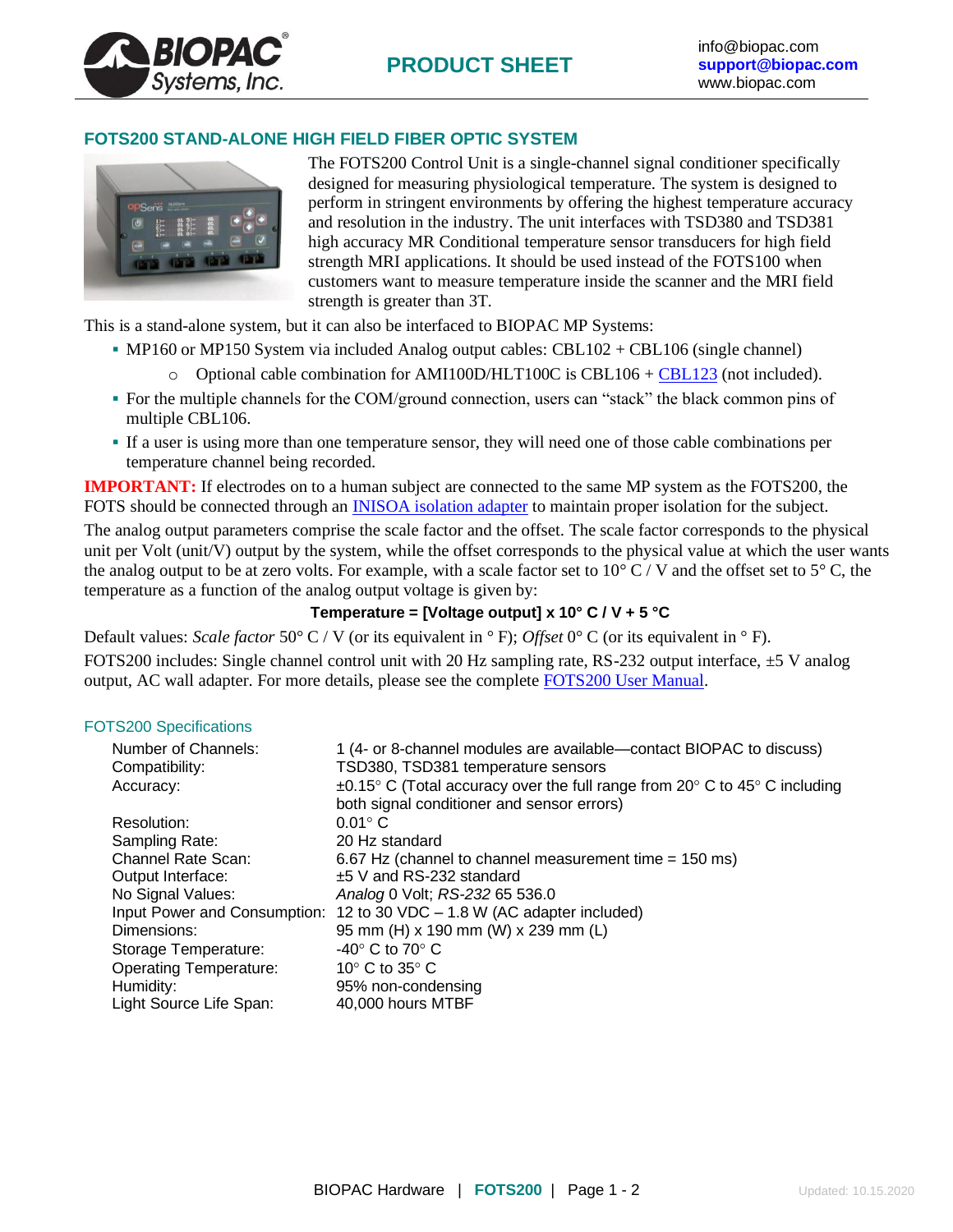# FOTS200 STAND-ALONE HIGH FIELD FIBER OPTIC SYSTEM

The FOTS200 Control Unit is a single-channel signal conditioner specifically designed for measuring physiological temperature. The system is designed to perform in stringent environments by offering the highest temperature accuracy and resolution in the industry. The unit interfaces with TSD380 and TSD381 high accuracy MR Conditional temperature sensor transducers for high field strength MRI applications. It should be used instead of the FOTS100 when customers want to measure temperature inside the scanner and the MRI field strength is greater than 3T.

This is a stand-alone system, but it can also be interfaced to BIOPAC MP Systems:

- MP160 or MP150 System via included Analog output cables: CBL102 + CBL106 (single channel)
  - Optional cable combination for AMI100D/HLT100C is CBL106 + CBL123 (not included).
- For the multiple channels for the COM/ground connection, users can "stack" the black common pins of multiple CBL106.
- If a user is using more than one temperature sensor, they will need one of those cable combinations per temperature channel being recorded.

**IMPORTANT:** If electrodes on to a human subject are connected to the same MP system as the FOTS200, the FOTS should be connected through an INISOA isolation adapter to maintain proper isolation for the subject.

The analog output parameters comprise the scale factor and the offset. The scale factor corresponds to the physical unit per Volt (unit/V) output by the system, while the offset corresponds to the physical value at which the user wants the analog output to be at zero volts. For example, with a scale factor set to 10° C / V and the offset set to 5° C, the temperature as a function of the analog output voltage is given by:

**Temperature = [Voltage output] x 10° C / V + 5 °C**

Default values: *Scale factor* 50° C / V (or its equivalent in ° F); *Offset* 0° C (or its equivalent in ° F).

FOTS200 includes: Single channel control unit with 20 Hz sampling rate, RS-232 output interface, ±5 V analog output, AC wall adapter. For more details, please see the complete FOTS200 User Manual.

## FOTS200 Specifications

| | |
|---|---|
| Number of Channels: | 1 (4- or 8-channel modules are available—contact BIOPAC to discuss) |
| Compatibility: | TSD380, TSD381 temperature sensors |
| Accuracy: | ±0.15° C (Total accuracy over the full range from 20° C to 45° C including both signal conditioner and sensor errors) |
| Resolution: | 0.01° C |
| Sampling Rate: | 20 Hz standard |
| Channel Rate Scan: | 6.67 Hz (channel to channel measurement time = 150 ms) |
| Output Interface: | ±5 V and RS-232 standard |
| No Signal Values: | *Analog* 0 Volt; *RS-232* 65 536.0 |
| Input Power and Consumption: | 12 to 30 VDC – 1.8 W (AC adapter included) |
| Dimensions: | 95 mm (H) x 190 mm (W) x 239 mm (L) |
| Storage Temperature: | -40° C to 70° C |
| Operating Temperature: | 10° C to 35° C |
| Humidity: | 95% non-condensing |
| Light Source Life Span: | 40,000 hours MTBF |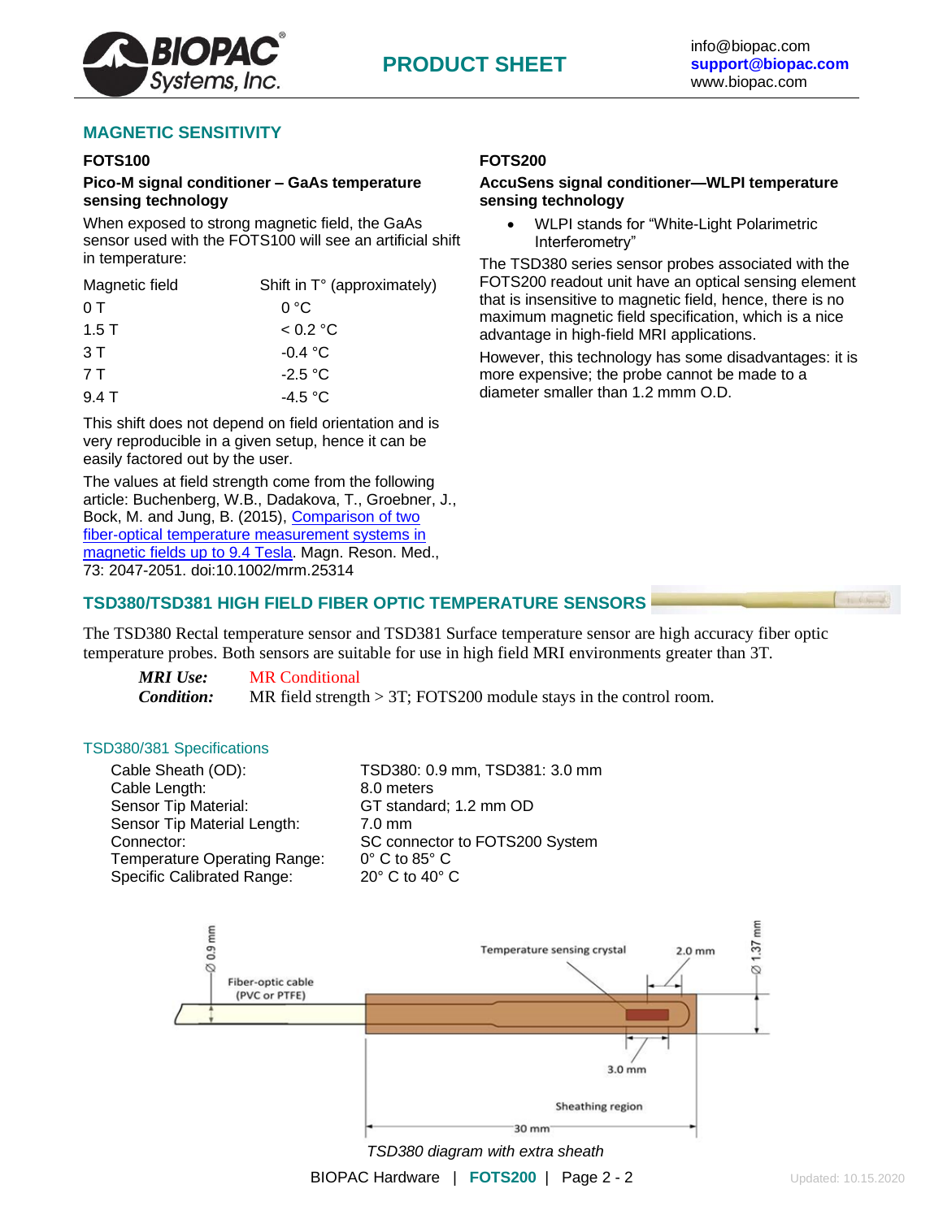## MAGNETIC SENSITIVITY

**FOTS100**

**Pico-M signal conditioner – GaAs temperature sensing technology**

When exposed to strong magnetic field, the GaAs sensor used with the FOTS100 will see an artificial shift in temperature:

| Magnetic field | Shift in T° (approximately) |
|---|---|
| 0 T | 0 °C |
| 1.5 T | < 0.2 °C |
| 3 T | -0.4 °C |
| 7 T | -2.5 °C |
| 9.4 T | -4.5 °C |

This shift does not depend on field orientation and is very reproducible in a given setup, hence it can be easily factored out by the user.

The values at field strength come from the following article: Buchenberg, W.B., Dadakova, T., Groebner, J., Bock, M. and Jung, B. (2015), Comparison of two fiber-optical temperature measurement systems in magnetic fields up to 9.4 Tesla. Magn. Reson. Med., 73: 2047-2051. doi:10.1002/mrm.25314

**FOTS200**

**AccuSens signal conditioner—WLPI temperature sensing technology**

- WLPI stands for “White-Light Polarimetric Interferometry”

The TSD380 series sensor probes associated with the FOTS200 readout unit have an optical sensing element that is insensitive to magnetic field, hence, there is no maximum magnetic field specification, which is a nice advantage in high-field MRI applications.

However, this technology has some disadvantages: it is more expensive; the probe cannot be made to a diameter smaller than 1.2 mmm O.D.

## TSD380/TSD381 HIGH FIELD FIBER OPTIC TEMPERATURE SENSORS

The TSD380 Rectal temperature sensor and TSD381 Surface temperature sensor are high accuracy fiber optic temperature probes. Both sensors are suitable for use in high field MRI environments greater than 3T.

***MRI Use:*** MR Conditional
***Condition:*** MR field strength > 3T; FOTS200 module stays in the control room.

### TSD380/381 Specifications

| | |
|---|---|
| Cable Sheath (OD): | TSD380: 0.9 mm, TSD381: 3.0 mm |
| Cable Length: | 8.0 meters |
| Sensor Tip Material: | GT standard; 1.2 mm OD |
| Sensor Tip Material Length: | 7.0 mm |
| Connector: | SC connector to FOTS200 System |
| Temperature Operating Range: | 0° C to 85° C |
| Specific Calibrated Range: | 20° C to 40° C |

Ø 0.9 mm
Fiber-optic cable (PVC or PTFE)
Temperature sensing crystal
2.0 mm
Ø 1.37 mm
3.0 mm
Sheathing region
30 mm

*TSD380 diagram with extra sheath*